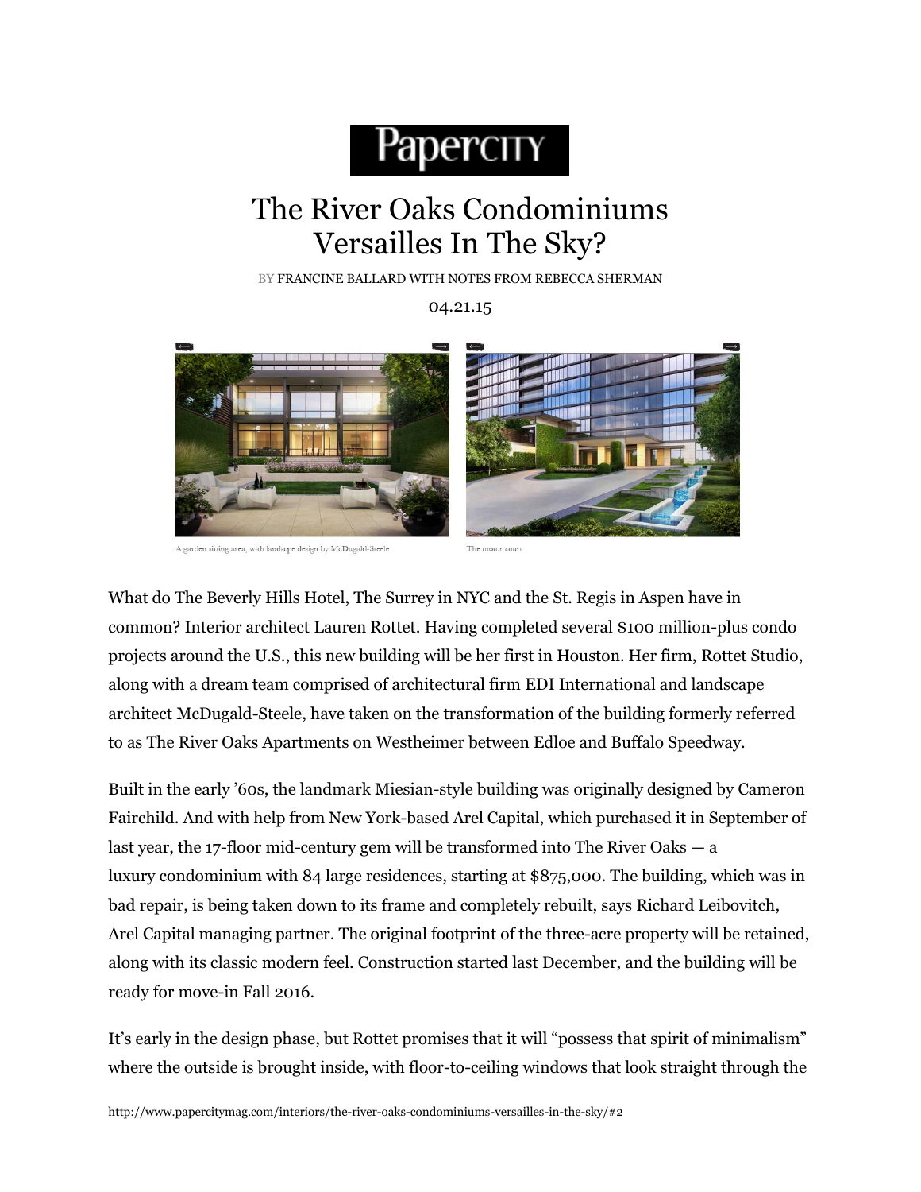# The River Oaks Condominiums Versailles In The Sky?

BY FRANCINE BALLARD WITH NOTES FROM REBECCA SHERMAN

04.21.15

A garden sitting area, with landscape design by McDugald-Steele

The motor court

What do The Beverly Hills Hotel, The Surrey in NYC and the St. Regis in Aspen have in common? Interior architect Lauren Rottet. Having completed several $100 million-plus condo projects around the U.S., this new building will be her first in Houston. Her firm, Rottet Studio, along with a dream team comprised of architectural firm EDI International and landscape architect McDugald-Steele, have taken on the transformation of the building formerly referred to as The River Oaks Apartments on Westheimer between Edloe and Buffalo Speedway.

Built in the early '60s, the landmark Miesian-style building was originally designed by Cameron Fairchild. And with help from New York-based Arel Capital, which purchased it in September of last year, the 17-floor mid-century gem will be transformed into The River Oaks — a luxury condominium with 84 large residences, starting at $875,000. The building, which was in bad repair, is being taken down to its frame and completely rebuilt, says Richard Leibovitch, Arel Capital managing partner. The original footprint of the three-acre property will be retained, along with its classic modern feel. Construction started last December, and the building will be ready for move-in Fall 2016.

It's early in the design phase, but Rottet promises that it will "possess that spirit of minimalism" where the outside is brought inside, with floor-to-ceiling windows that look straight through the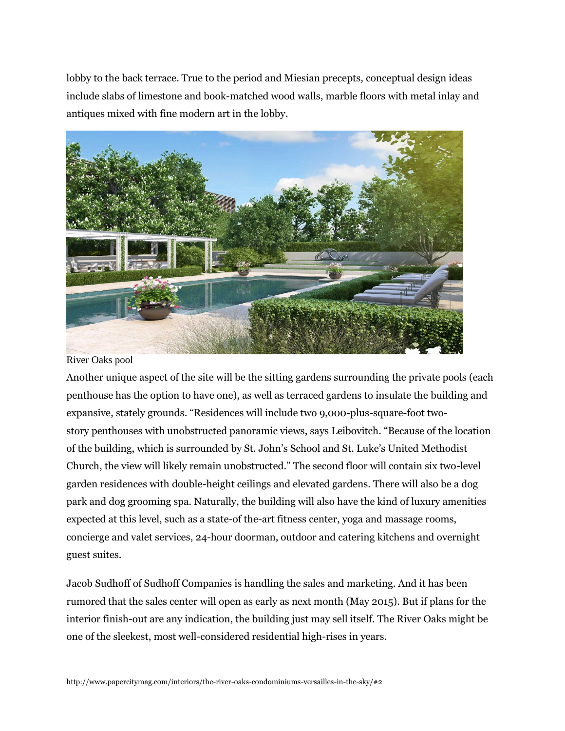lobby to the back terrace. True to the period and Miesian precepts, conceptual design ideas include slabs of limestone and book-matched wood walls, marble floors with metal inlay and antiques mixed with fine modern art in the lobby.

River Oaks pool

Another unique aspect of the site will be the sitting gardens surrounding the private pools (each penthouse has the option to have one), as well as terraced gardens to insulate the building and expansive, stately grounds. "Residences will include two 9,000-plus-square-foot two-story penthouses with unobstructed panoramic views, says Leibovitch. "Because of the location of the building, which is surrounded by St. John's School and St. Luke's United Methodist Church, the view will likely remain unobstructed." The second floor will contain six two-level garden residences with double-height ceilings and elevated gardens. There will also be a dog park and dog grooming spa. Naturally, the building will also have the kind of luxury amenities expected at this level, such as a state-of the-art fitness center, yoga and massage rooms, concierge and valet services, 24-hour doorman, outdoor and catering kitchens and overnight guest suites.

Jacob Sudhoff of Sudhoff Companies is handling the sales and marketing. And it has been rumored that the sales center will open as early as next month (May 2015). But if plans for the interior finish-out are any indication, the building just may sell itself. The River Oaks might be one of the sleekest, most well-considered residential high-rises in years.

http://www.papercitymag.com/interiors/the-river-oaks-condominiums-versailles-in-the-sky/#2